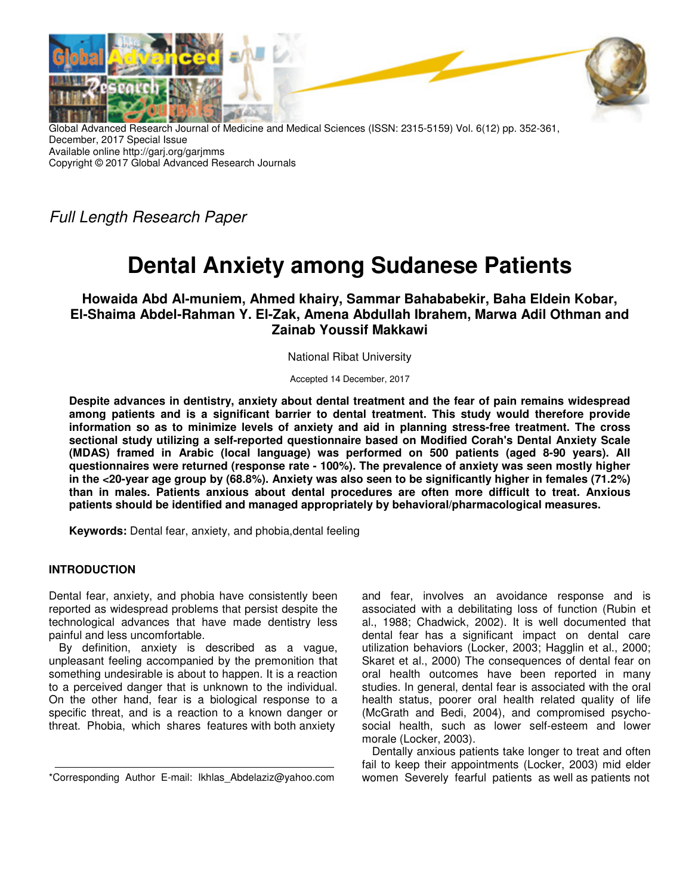Global Advanced Research Journal of Medicine and Medical Sciences (ISSN: 2315-5159) Vol. 6(12) pp. 352-361, December, 2017 Special Issue
Available online http://garj.org/garjmms
Copyright © 2017 Global Advanced Research Journals

*Full Length Research Paper*

# Dental Anxiety among Sudanese Patients

**Howaida Abd Al-muniem, Ahmed khairy, Sammar Bahababekir, Baha Eldein Kobar, El-Shaima Abdel-Rahman Y. El-Zak, Amena Abdullah Ibrahem, Marwa Adil Othman and Zainab Youssif Makkawi**

National Ribat University

Accepted 14 December, 2017

**Despite advances in dentistry, anxiety about dental treatment and the fear of pain remains widespread among patients and is a significant barrier to dental treatment. This study would therefore provide information so as to minimize levels of anxiety and aid in planning stress-free treatment. The cross sectional study utilizing a self-reported questionnaire based on Modified Corah's Dental Anxiety Scale (MDAS) framed in Arabic (local language) was performed on 500 patients (aged 8-90 years). All questionnaires were returned (response rate - 100%). The prevalence of anxiety was seen mostly higher in the <20-year age group by (68.8%). Anxiety was also seen to be significantly higher in females (71.2%) than in males. Patients anxious about dental procedures are often more difficult to treat. Anxious patients should be identified and managed appropriately by behavioral/pharmacological measures.**

**Keywords:** Dental fear, anxiety, and phobia,dental feeling

## INTRODUCTION

Dental fear, anxiety, and phobia have consistently been reported as widespread problems that persist despite the technological advances that have made dentistry less painful and less uncomfortable.

By definition, anxiety is described as a vague, unpleasant feeling accompanied by the premonition that something undesirable is about to happen. It is a reaction to a perceived danger that is unknown to the individual. On the other hand, fear is a biological response to a specific threat, and is a reaction to a known danger or threat. Phobia, which shares features with both anxiety and fear, involves an avoidance response and is associated with a debilitating loss of function (Rubin et al., 1988; Chadwick, 2002). It is well documented that dental fear has a significant impact on dental care utilization behaviors (Locker, 2003; Hagglin et al., 2000; Skaret et al., 2000) The consequences of dental fear on oral health outcomes have been reported in many studies. In general, dental fear is associated with the oral health status, poorer oral health related quality of life (McGrath and Bedi, 2004), and compromised psycho-social health, such as lower self-esteem and lower morale (Locker, 2003).

Dentally anxious patients take longer to treat and often fail to keep their appointments (Locker, 2003) mid elder women Severely fearful patients as well as patients not

*Corresponding Author E-mail: Ikhlas_Abdelaziz@yahoo.com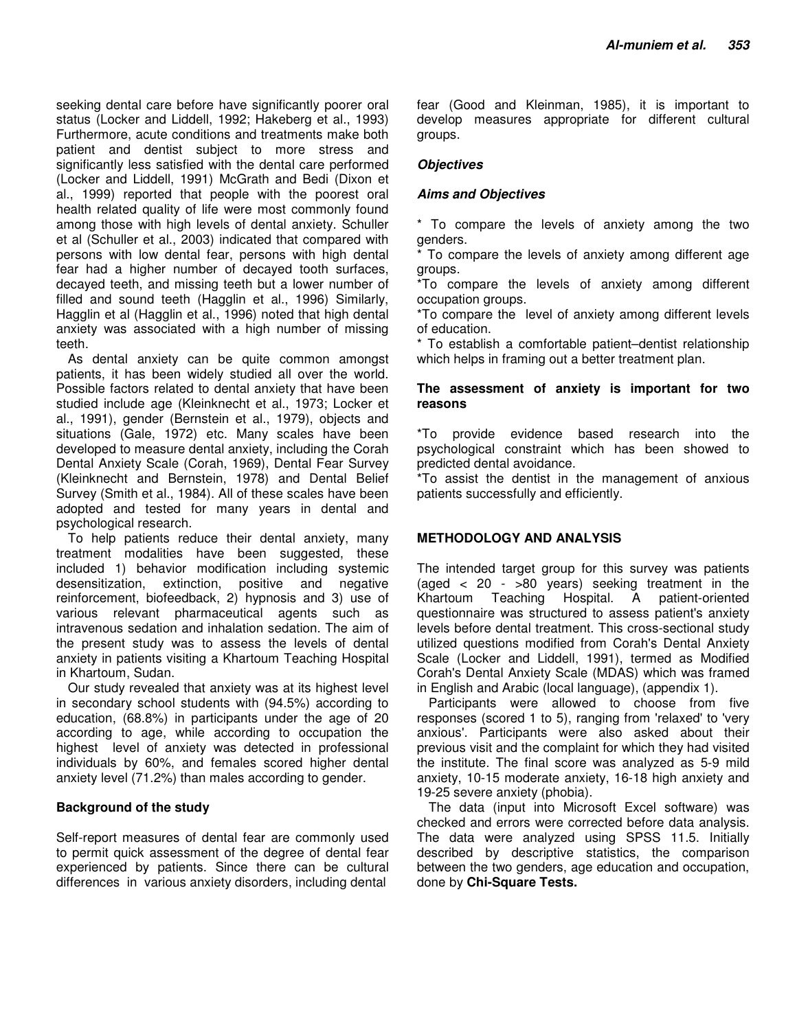seeking dental care before have significantly poorer oral status (Locker and Liddell, 1992; Hakeberg et al., 1993) Furthermore, acute conditions and treatments make both patient and dentist subject to more stress and significantly less satisfied with the dental care performed (Locker and Liddell, 1991) McGrath and Bedi (Dixon et al., 1999) reported that people with the poorest oral health related quality of life were most commonly found among those with high levels of dental anxiety. Schuller et al (Schuller et al., 2003) indicated that compared with persons with low dental fear, persons with high dental fear had a higher number of decayed tooth surfaces, decayed teeth, and missing teeth but a lower number of filled and sound teeth (Hagglin et al., 1996) Similarly, Hagglin et al (Hagglin et al., 1996) noted that high dental anxiety was associated with a high number of missing teeth.

As dental anxiety can be quite common amongst patients, it has been widely studied all over the world. Possible factors related to dental anxiety that have been studied include age (Kleinknecht et al., 1973; Locker et al., 1991), gender (Bernstein et al., 1979), objects and situations (Gale, 1972) etc. Many scales have been developed to measure dental anxiety, including the Corah Dental Anxiety Scale (Corah, 1969), Dental Fear Survey (Kleinknecht and Bernstein, 1978) and Dental Belief Survey (Smith et al., 1984). All of these scales have been adopted and tested for many years in dental and psychological research.

To help patients reduce their dental anxiety, many treatment modalities have been suggested, these included 1) behavior modification including systemic desensitization, extinction, positive and negative reinforcement, biofeedback, 2) hypnosis and 3) use of various relevant pharmaceutical agents such as intravenous sedation and inhalation sedation. The aim of the present study was to assess the levels of dental anxiety in patients visiting a Khartoum Teaching Hospital in Khartoum, Sudan.

Our study revealed that anxiety was at its highest level in secondary school students with (94.5%) according to education, (68.8%) in participants under the age of 20 according to age, while according to occupation the highest level of anxiety was detected in professional individuals by 60%, and females scored higher dental anxiety level (71.2%) than males according to gender.

## Background of the study

Self-report measures of dental fear are commonly used to permit quick assessment of the degree of dental fear experienced by patients. Since there can be cultural differences in various anxiety disorders, including dental fear (Good and Kleinman, 1985), it is important to develop measures appropriate for different cultural groups.

### *Objectives*

### *Aims and Objectives*

* To compare the levels of anxiety among the two genders.
* To compare the levels of anxiety among different age groups.
*To compare the levels of anxiety among different occupation groups.
*To compare the level of anxiety among different levels of education.
* To establish a comfortable patient–dentist relationship which helps in framing out a better treatment plan.

### The assessment of anxiety is important for two reasons

*To provide evidence based research into the psychological constraint which has been showed to predicted dental avoidance.
*To assist the dentist in the management of anxious patients successfully and efficiently.

## METHODOLOGY AND ANALYSIS

The intended target group for this survey was patients (aged < 20 - >80 years) seeking treatment in the Khartoum Teaching Hospital. A patient-oriented questionnaire was structured to assess patient's anxiety levels before dental treatment. This cross-sectional study utilized questions modified from Corah's Dental Anxiety Scale (Locker and Liddell, 1991), termed as Modified Corah's Dental Anxiety Scale (MDAS) which was framed in English and Arabic (local language), (appendix 1).

Participants were allowed to choose from five responses (scored 1 to 5), ranging from 'relaxed' to 'very anxious'. Participants were also asked about their previous visit and the complaint for which they had visited the institute. The final score was analyzed as 5-9 mild anxiety, 10-15 moderate anxiety, 16-18 high anxiety and 19-25 severe anxiety (phobia).

The data (input into Microsoft Excel software) was checked and errors were corrected before data analysis. The data were analyzed using SPSS 11.5. Initially described by descriptive statistics, the comparison between the two genders, age education and occupation, done by **Chi-Square Tests.**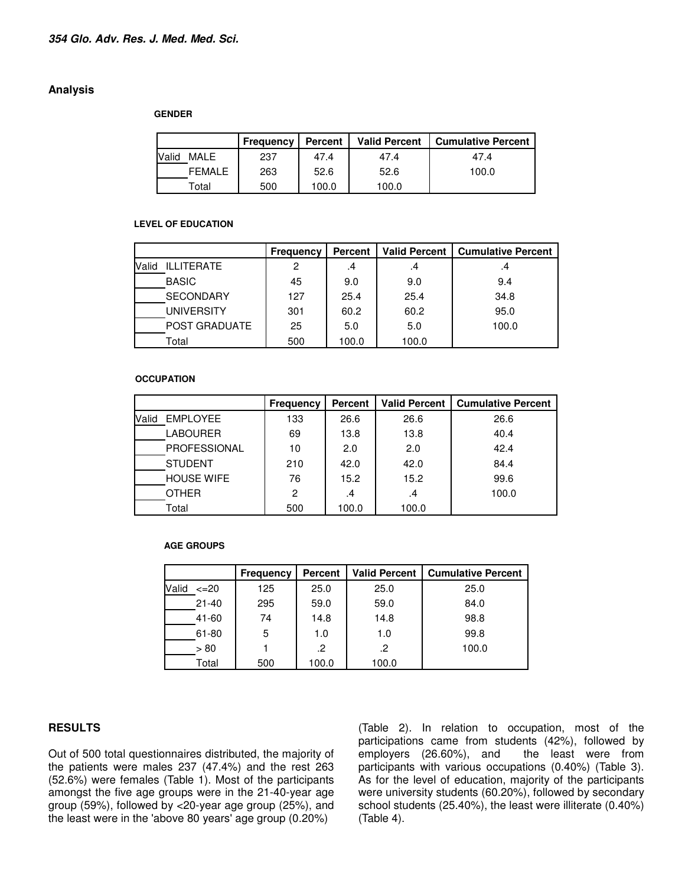## Analysis

**GENDER**

| | | Frequency | Percent | Valid Percent | Cumulative Percent |
|---|---|---|---|---|---|
| Valid | MALE | 237 | 47.4 | 47.4 | 47.4 |
| | FEMALE | 263 | 52.6 | 52.6 | 100.0 |
| | Total | 500 | 100.0 | 100.0 | |

**LEVEL OF EDUCATION**

| | | Frequency | Percent | Valid Percent | Cumulative Percent |
|---|---|---|---|---|---|
| Valid | ILLITERATE | 2 | .4 | .4 | .4 |
| | BASIC | 45 | 9.0 | 9.0 | 9.4 |
| | SECONDARY | 127 | 25.4 | 25.4 | 34.8 |
| | UNIVERSITY | 301 | 60.2 | 60.2 | 95.0 |
| | POST GRADUATE | 25 | 5.0 | 5.0 | 100.0 |
| | Total | 500 | 100.0 | 100.0 | |

**OCCUPATION**

| | | Frequency | Percent | Valid Percent | Cumulative Percent |
|---|---|---|---|---|---|
| Valid | EMPLOYEE | 133 | 26.6 | 26.6 | 26.6 |
| | LABOURER | 69 | 13.8 | 13.8 | 40.4 |
| | PROFESSIONAL | 10 | 2.0 | 2.0 | 42.4 |
| | STUDENT | 210 | 42.0 | 42.0 | 84.4 |
| | HOUSE WIFE | 76 | 15.2 | 15.2 | 99.6 |
| | OTHER | 2 | .4 | .4 | 100.0 |
| | Total | 500 | 100.0 | 100.0 | |

**AGE GROUPS**

| | | Frequency | Percent | Valid Percent | Cumulative Percent |
|---|---|---|---|---|---|
| Valid | <=20 | 125 | 25.0 | 25.0 | 25.0 |
| | 21-40 | 295 | 59.0 | 59.0 | 84.0 |
| | 41-60 | 74 | 14.8 | 14.8 | 98.8 |
| | 61-80 | 5 | 1.0 | 1.0 | 99.8 |
| | > 80 | 1 | .2 | .2 | 100.0 |
| | Total | 500 | 100.0 | 100.0 | |

## RESULTS

Out of 500 total questionnaires distributed, the majority of the patients were males 237 (47.4%) and the rest 263 (52.6%) were females (Table 1). Most of the participants amongst the five age groups were in the 21-40-year age group (59%), followed by <20-year age group (25%), and the least were in the 'above 80 years' age group (0.20%) (Table 2). In relation to occupation, most of the participations came from students (42%), followed by employers (26.60%), and the least were from participants with various occupations (0.40%) (Table 3). As for the level of education, majority of the participants were university students (60.20%), followed by secondary school students (25.40%), the least were illiterate (0.40%) (Table 4).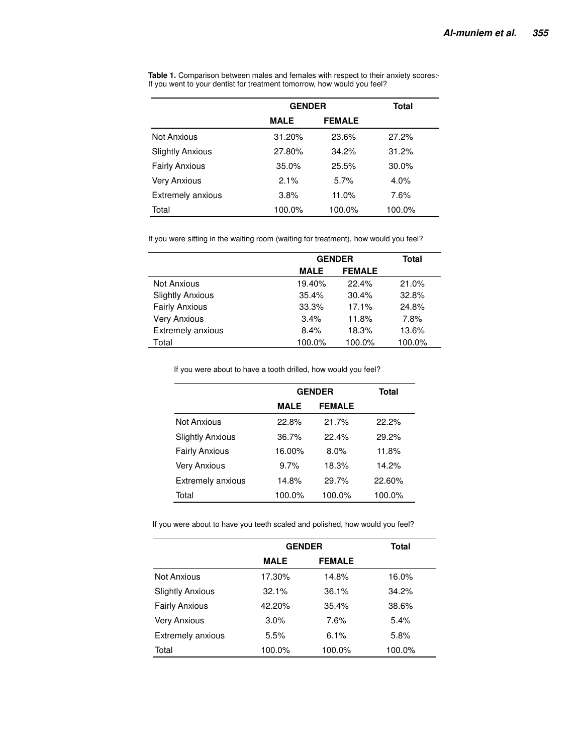**Table 1.** Comparison between males and females with respect to their anxiety scores:- If you went to your dentist for treatment tomorrow, how would you feel?

| | GENDER | | Total |
|---|---|---|---|
| | MALE | FEMALE | |
| Not Anxious | 31.20% | 23.6% | 27.2% |
| Slightly Anxious | 27.80% | 34.2% | 31.2% |
| Fairly Anxious | 35.0% | 25.5% | 30.0% |
| Very Anxious | 2.1% | 5.7% | 4.0% |
| Extremely anxious | 3.8% | 11.0% | 7.6% |
| Total | 100.0% | 100.0% | 100.0% |

If you were sitting in the waiting room (waiting for treatment), how would you feel?

| | GENDER | | Total |
|---|---|---|---|
| | MALE | FEMALE | |
| Not Anxious | 19.40% | 22.4% | 21.0% |
| Slightly Anxious | 35.4% | 30.4% | 32.8% |
| Fairly Anxious | 33.3% | 17.1% | 24.8% |
| Very Anxious | 3.4% | 11.8% | 7.8% |
| Extremely anxious | 8.4% | 18.3% | 13.6% |
| Total | 100.0% | 100.0% | 100.0% |

If you were about to have a tooth drilled, how would you feel?

| | GENDER | | Total |
|---|---|---|---|
| | MALE | FEMALE | |
| Not Anxious | 22.8% | 21.7% | 22.2% |
| Slightly Anxious | 36.7% | 22.4% | 29.2% |
| Fairly Anxious | 16.00% | 8.0% | 11.8% |
| Very Anxious | 9.7% | 18.3% | 14.2% |
| Extremely anxious | 14.8% | 29.7% | 22.60% |
| Total | 100.0% | 100.0% | 100.0% |

If you were about to have you teeth scaled and polished, how would you feel?

| | GENDER | | Total |
|---|---|---|---|
| | MALE | FEMALE | |
| Not Anxious | 17.30% | 14.8% | 16.0% |
| Slightly Anxious | 32.1% | 36.1% | 34.2% |
| Fairly Anxious | 42.20% | 35.4% | 38.6% |
| Very Anxious | 3.0% | 7.6% | 5.4% |
| Extremely anxious | 5.5% | 6.1% | 5.8% |
| Total | 100.0% | 100.0% | 100.0% |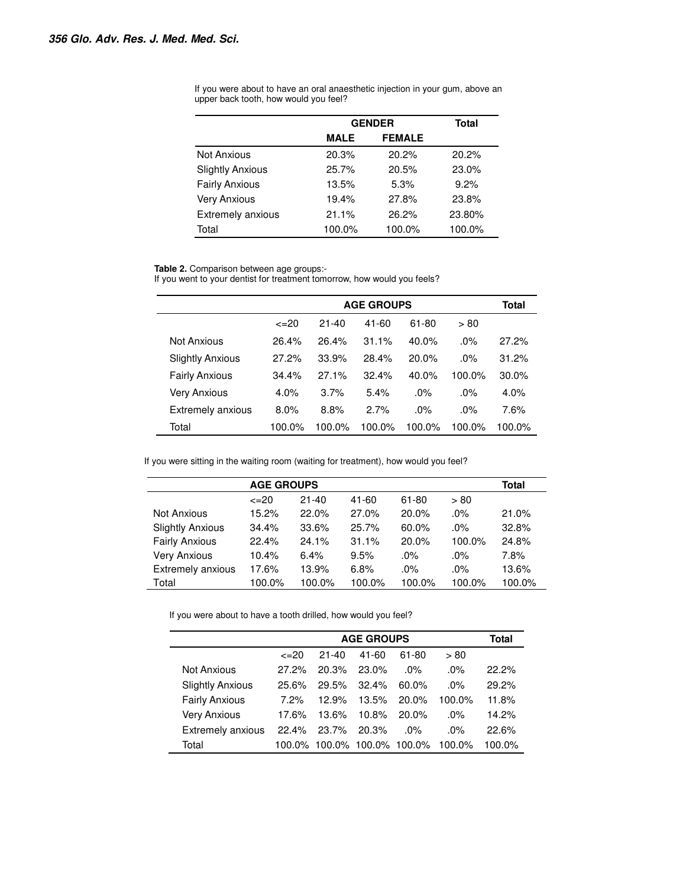If you were about to have an oral anaesthetic injection in your gum, above an upper back tooth, how would you feel?

| | GENDER | | Total |
|---|---|---|---|
| | MALE | FEMALE | |
| Not Anxious | 20.3% | 20.2% | 20.2% |
| Slightly Anxious | 25.7% | 20.5% | 23.0% |
| Fairly Anxious | 13.5% | 5.3% | 9.2% |
| Very Anxious | 19.4% | 27.8% | 23.8% |
| Extremely anxious | 21.1% | 26.2% | 23.80% |
| Total | 100.0% | 100.0% | 100.0% |

**Table 2.** Comparison between age groups:-
If you went to your dentist for treatment tomorrow, how would you feels?

| | AGE GROUPS | | | | | Total |
|---|---|---|---|---|---|---|
| | <=20 | 21-40 | 41-60 | 61-80 | > 80 | |
| Not Anxious | 26.4% | 26.4% | 31.1% | 40.0% | .0% | 27.2% |
| Slightly Anxious | 27.2% | 33.9% | 28.4% | 20.0% | .0% | 31.2% |
| Fairly Anxious | 34.4% | 27.1% | 32.4% | 40.0% | 100.0% | 30.0% |
| Very Anxious | 4.0% | 3.7% | 5.4% | .0% | .0% | 4.0% |
| Extremely anxious | 8.0% | 8.8% | 2.7% | .0% | .0% | 7.6% |
| Total | 100.0% | 100.0% | 100.0% | 100.0% | 100.0% | 100.0% |

If you were sitting in the waiting room (waiting for treatment), how would you feel?

| | AGE GROUPS | | | | | Total |
|---|---|---|---|---|---|---|
| | <=20 | 21-40 | 41-60 | 61-80 | > 80 | |
| Not Anxious | 15.2% | 22.0% | 27.0% | 20.0% | .0% | 21.0% |
| Slightly Anxious | 34.4% | 33.6% | 25.7% | 60.0% | .0% | 32.8% |
| Fairly Anxious | 22.4% | 24.1% | 31.1% | 20.0% | 100.0% | 24.8% |
| Very Anxious | 10.4% | 6.4% | 9.5% | .0% | .0% | 7.8% |
| Extremely anxious | 17.6% | 13.9% | 6.8% | .0% | .0% | 13.6% |
| Total | 100.0% | 100.0% | 100.0% | 100.0% | 100.0% | 100.0% |

If you were about to have a tooth drilled, how would you feel?

| | AGE GROUPS | | | | | Total |
|---|---|---|---|---|---|---|
| | <=20 | 21-40 | 41-60 | 61-80 | > 80 | |
| Not Anxious | 27.2% | 20.3% | 23.0% | .0% | .0% | 22.2% |
| Slightly Anxious | 25.6% | 29.5% | 32.4% | 60.0% | .0% | 29.2% |
| Fairly Anxious | 7.2% | 12.9% | 13.5% | 20.0% | 100.0% | 11.8% |
| Very Anxious | 17.6% | 13.6% | 10.8% | 20.0% | .0% | 14.2% |
| Extremely anxious | 22.4% | 23.7% | 20.3% | .0% | .0% | 22.6% |
| Total | 100.0% | 100.0% | 100.0% | 100.0% | 100.0% | 100.0% |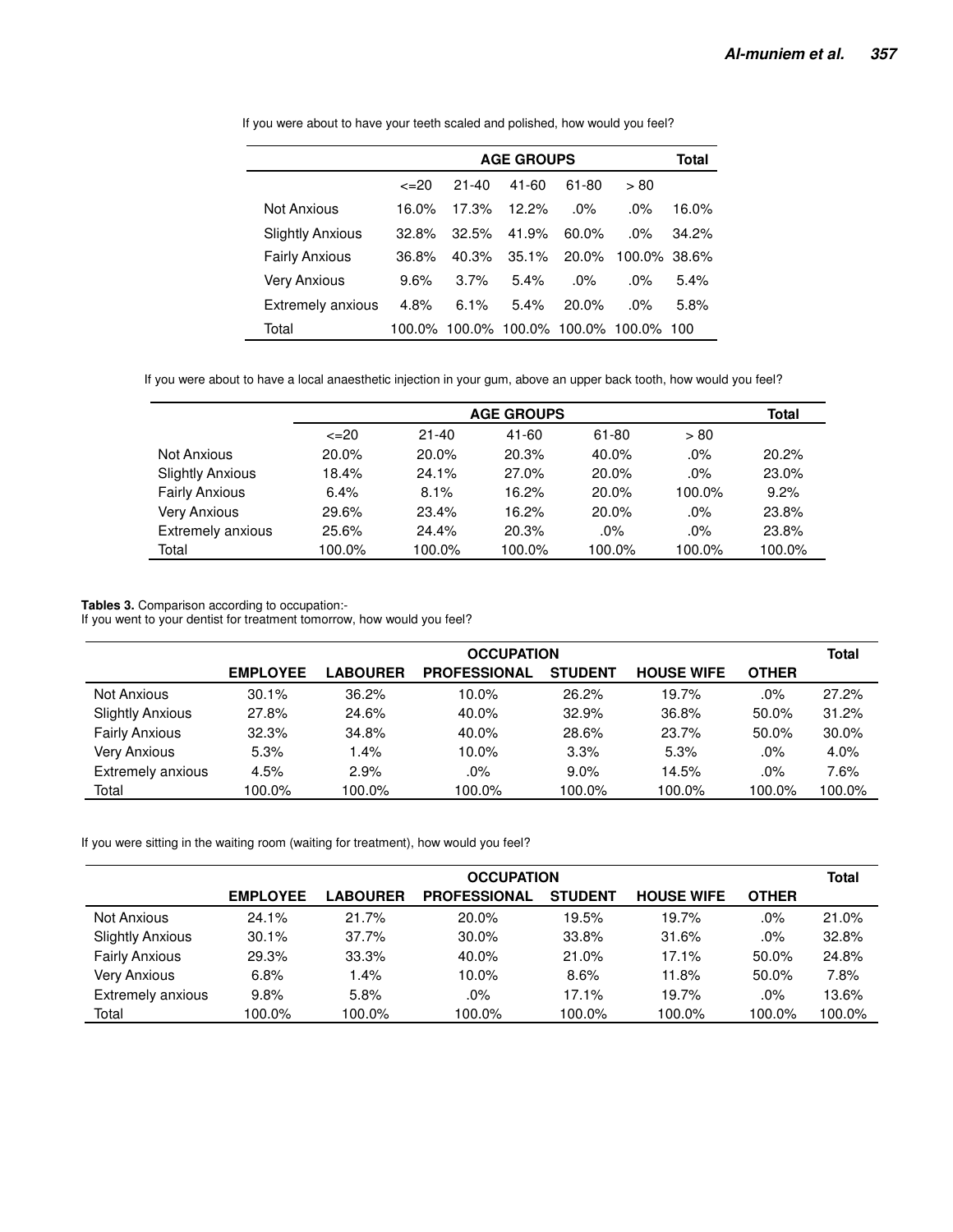If you were about to have your teeth scaled and polished, how would you feel?

| | AGE GROUPS | | | | | Total |
|---|---|---|---|---|---|---|
| | <=20 | 21-40 | 41-60 | 61-80 | > 80 | |
| Not Anxious | 16.0% | 17.3% | 12.2% | .0% | .0% | 16.0% |
| Slightly Anxious | 32.8% | 32.5% | 41.9% | 60.0% | .0% | 34.2% |
| Fairly Anxious | 36.8% | 40.3% | 35.1% | 20.0% | 100.0% | 38.6% |
| Very Anxious | 9.6% | 3.7% | 5.4% | .0% | .0% | 5.4% |
| Extremely anxious | 4.8% | 6.1% | 5.4% | 20.0% | .0% | 5.8% |
| Total | 100.0% | 100.0% | 100.0% | 100.0% | 100.0% | 100 |

If you were about to have a local anaesthetic injection in your gum, above an upper back tooth, how would you feel?

| | AGE GROUPS | | | | | Total |
|---|---|---|---|---|---|---|
| | <=20 | 21-40 | 41-60 | 61-80 | > 80 | |
| Not Anxious | 20.0% | 20.0% | 20.3% | 40.0% | .0% | 20.2% |
| Slightly Anxious | 18.4% | 24.1% | 27.0% | 20.0% | .0% | 23.0% |
| Fairly Anxious | 6.4% | 8.1% | 16.2% | 20.0% | 100.0% | 9.2% |
| Very Anxious | 29.6% | 23.4% | 16.2% | 20.0% | .0% | 23.8% |
| Extremely anxious | 25.6% | 24.4% | 20.3% | .0% | .0% | 23.8% |
| Total | 100.0% | 100.0% | 100.0% | 100.0% | 100.0% | 100.0% |

**Tables 3.** Comparison according to occupation:-
If you went to your dentist for treatment tomorrow, how would you feel?

| | OCCUPATION | | | | | | Total |
|---|---|---|---|---|---|---|---|
| | EMPLOYEE | LABOURER | PROFESSIONAL | STUDENT | HOUSE WIFE | OTHER | |
| Not Anxious | 30.1% | 36.2% | 10.0% | 26.2% | 19.7% | .0% | 27.2% |
| Slightly Anxious | 27.8% | 24.6% | 40.0% | 32.9% | 36.8% | 50.0% | 31.2% |
| Fairly Anxious | 32.3% | 34.8% | 40.0% | 28.6% | 23.7% | 50.0% | 30.0% |
| Very Anxious | 5.3% | 1.4% | 10.0% | 3.3% | 5.3% | .0% | 4.0% |
| Extremely anxious | 4.5% | 2.9% | .0% | 9.0% | 14.5% | .0% | 7.6% |
| Total | 100.0% | 100.0% | 100.0% | 100.0% | 100.0% | 100.0% | 100.0% |

If you were sitting in the waiting room (waiting for treatment), how would you feel?

| | OCCUPATION | | | | | | Total |
|---|---|---|---|---|---|---|---|
| | EMPLOYEE | LABOURER | PROFESSIONAL | STUDENT | HOUSE WIFE | OTHER | |
| Not Anxious | 24.1% | 21.7% | 20.0% | 19.5% | 19.7% | .0% | 21.0% |
| Slightly Anxious | 30.1% | 37.7% | 30.0% | 33.8% | 31.6% | .0% | 32.8% |
| Fairly Anxious | 29.3% | 33.3% | 40.0% | 21.0% | 17.1% | 50.0% | 24.8% |
| Very Anxious | 6.8% | 1.4% | 10.0% | 8.6% | 11.8% | 50.0% | 7.8% |
| Extremely anxious | 9.8% | 5.8% | .0% | 17.1% | 19.7% | .0% | 13.6% |
| Total | 100.0% | 100.0% | 100.0% | 100.0% | 100.0% | 100.0% | 100.0% |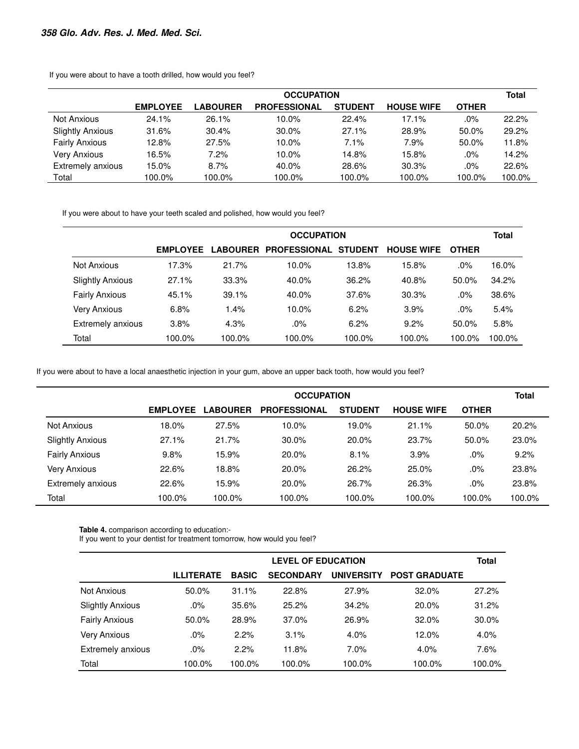If you were about to have a tooth drilled, how would you feel?

| | OCCUPATION | | | | | | Total |
|---|---|---|---|---|---|---|---|
| | EMPLOYEE | LABOURER | PROFESSIONAL | STUDENT | HOUSE WIFE | OTHER | |
| Not Anxious | 24.1% | 26.1% | 10.0% | 22.4% | 17.1% | .0% | 22.2% |
| Slightly Anxious | 31.6% | 30.4% | 30.0% | 27.1% | 28.9% | 50.0% | 29.2% |
| Fairly Anxious | 12.8% | 27.5% | 10.0% | 7.1% | 7.9% | 50.0% | 11.8% |
| Very Anxious | 16.5% | 7.2% | 10.0% | 14.8% | 15.8% | .0% | 14.2% |
| Extremely anxious | 15.0% | 8.7% | 40.0% | 28.6% | 30.3% | .0% | 22.6% |
| Total | 100.0% | 100.0% | 100.0% | 100.0% | 100.0% | 100.0% | 100.0% |

If you were about to have your teeth scaled and polished, how would you feel?

| | OCCUPATION | | | | | | Total |
|---|---|---|---|---|---|---|---|
| | EMPLOYEE | LABOURER | PROFESSIONAL | STUDENT | HOUSE WIFE | OTHER | |
| Not Anxious | 17.3% | 21.7% | 10.0% | 13.8% | 15.8% | .0% | 16.0% |
| Slightly Anxious | 27.1% | 33.3% | 40.0% | 36.2% | 40.8% | 50.0% | 34.2% |
| Fairly Anxious | 45.1% | 39.1% | 40.0% | 37.6% | 30.3% | .0% | 38.6% |
| Very Anxious | 6.8% | 1.4% | 10.0% | 6.2% | 3.9% | .0% | 5.4% |
| Extremely anxious | 3.8% | 4.3% | .0% | 6.2% | 9.2% | 50.0% | 5.8% |
| Total | 100.0% | 100.0% | 100.0% | 100.0% | 100.0% | 100.0% | 100.0% |

If you were about to have a local anaesthetic injection in your gum, above an upper back tooth, how would you feel?

| | OCCUPATION | | | | | | Total |
|---|---|---|---|---|---|---|---|
| | EMPLOYEE | LABOURER | PROFESSIONAL | STUDENT | HOUSE WIFE | OTHER | |
| Not Anxious | 18.0% | 27.5% | 10.0% | 19.0% | 21.1% | 50.0% | 20.2% |
| Slightly Anxious | 27.1% | 21.7% | 30.0% | 20.0% | 23.7% | 50.0% | 23.0% |
| Fairly Anxious | 9.8% | 15.9% | 20.0% | 8.1% | 3.9% | .0% | 9.2% |
| Very Anxious | 22.6% | 18.8% | 20.0% | 26.2% | 25.0% | .0% | 23.8% |
| Extremely anxious | 22.6% | 15.9% | 20.0% | 26.7% | 26.3% | .0% | 23.8% |
| Total | 100.0% | 100.0% | 100.0% | 100.0% | 100.0% | 100.0% | 100.0% |

**Table 4.** comparison according to education:-
If you went to your dentist for treatment tomorrow, how would you feel?

| | LEVEL OF EDUCATION | | | | | Total |
|---|---|---|---|---|---|---|
| | ILLITERATE | BASIC | SECONDARY | UNIVERSITY | POST GRADUATE | |
| Not Anxious | 50.0% | 31.1% | 22.8% | 27.9% | 32.0% | 27.2% |
| Slightly Anxious | .0% | 35.6% | 25.2% | 34.2% | 20.0% | 31.2% |
| Fairly Anxious | 50.0% | 28.9% | 37.0% | 26.9% | 32.0% | 30.0% |
| Very Anxious | .0% | 2.2% | 3.1% | 4.0% | 12.0% | 4.0% |
| Extremely anxious | .0% | 2.2% | 11.8% | 7.0% | 4.0% | 7.6% |
| Total | 100.0% | 100.0% | 100.0% | 100.0% | 100.0% | 100.0% |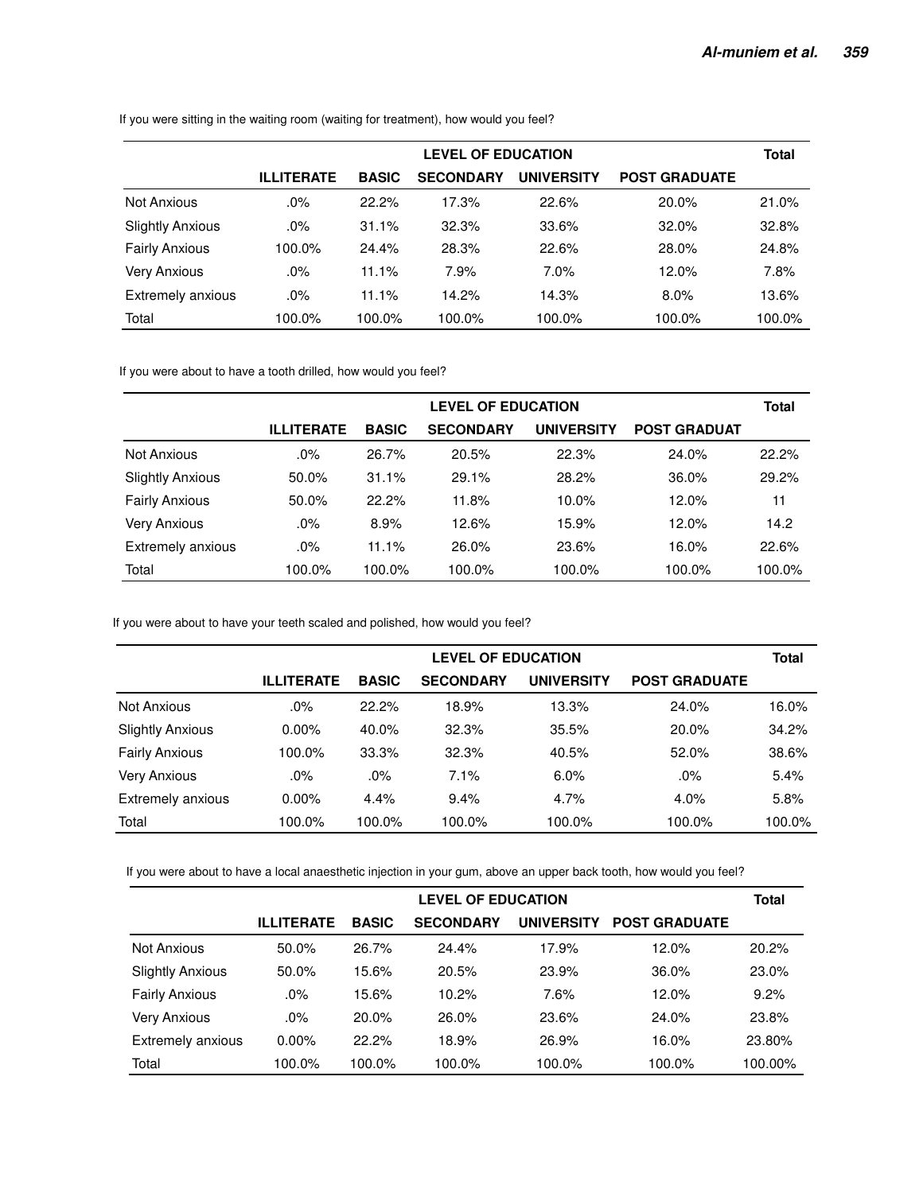If you were sitting in the waiting room (waiting for treatment), how would you feel?

| | LEVEL OF EDUCATION | | | | | Total |
|---|---|---|---|---|---|---|
| | ILLITERATE | BASIC | SECONDARY | UNIVERSITY | POST GRADUATE | |
| Not Anxious | .0% | 22.2% | 17.3% | 22.6% | 20.0% | 21.0% |
| Slightly Anxious | .0% | 31.1% | 32.3% | 33.6% | 32.0% | 32.8% |
| Fairly Anxious | 100.0% | 24.4% | 28.3% | 22.6% | 28.0% | 24.8% |
| Very Anxious | .0% | 11.1% | 7.9% | 7.0% | 12.0% | 7.8% |
| Extremely anxious | .0% | 11.1% | 14.2% | 14.3% | 8.0% | 13.6% |
| Total | 100.0% | 100.0% | 100.0% | 100.0% | 100.0% | 100.0% |

If you were about to have a tooth drilled, how would you feel?

| | LEVEL OF EDUCATION | | | | | Total |
|---|---|---|---|---|---|---|
| | ILLITERATE | BASIC | SECONDARY | UNIVERSITY | POST GRADUAT | |
| Not Anxious | .0% | 26.7% | 20.5% | 22.3% | 24.0% | 22.2% |
| Slightly Anxious | 50.0% | 31.1% | 29.1% | 28.2% | 36.0% | 29.2% |
| Fairly Anxious | 50.0% | 22.2% | 11.8% | 10.0% | 12.0% | 11 |
| Very Anxious | .0% | 8.9% | 12.6% | 15.9% | 12.0% | 14.2 |
| Extremely anxious | .0% | 11.1% | 26.0% | 23.6% | 16.0% | 22.6% |
| Total | 100.0% | 100.0% | 100.0% | 100.0% | 100.0% | 100.0% |

If you were about to have your teeth scaled and polished, how would you feel?

| | LEVEL OF EDUCATION | | | | | Total |
|---|---|---|---|---|---|---|
| | ILLITERATE | BASIC | SECONDARY | UNIVERSITY | POST GRADUATE | |
| Not Anxious | .0% | 22.2% | 18.9% | 13.3% | 24.0% | 16.0% |
| Slightly Anxious | 0.00% | 40.0% | 32.3% | 35.5% | 20.0% | 34.2% |
| Fairly Anxious | 100.0% | 33.3% | 32.3% | 40.5% | 52.0% | 38.6% |
| Very Anxious | .0% | .0% | 7.1% | 6.0% | .0% | 5.4% |
| Extremely anxious | 0.00% | 4.4% | 9.4% | 4.7% | 4.0% | 5.8% |
| Total | 100.0% | 100.0% | 100.0% | 100.0% | 100.0% | 100.0% |

If you were about to have a local anaesthetic injection in your gum, above an upper back tooth, how would you feel?

| | LEVEL OF EDUCATION | | | | | Total |
|---|---|---|---|---|---|---|
| | ILLITERATE | BASIC | SECONDARY | UNIVERSITY | POST GRADUATE | |
| Not Anxious | 50.0% | 26.7% | 24.4% | 17.9% | 12.0% | 20.2% |
| Slightly Anxious | 50.0% | 15.6% | 20.5% | 23.9% | 36.0% | 23.0% |
| Fairly Anxious | .0% | 15.6% | 10.2% | 7.6% | 12.0% | 9.2% |
| Very Anxious | .0% | 20.0% | 26.0% | 23.6% | 24.0% | 23.8% |
| Extremely anxious | 0.00% | 22.2% | 18.9% | 26.9% | 16.0% | 23.80% |
| Total | 100.0% | 100.0% | 100.0% | 100.0% | 100.0% | 100.00% |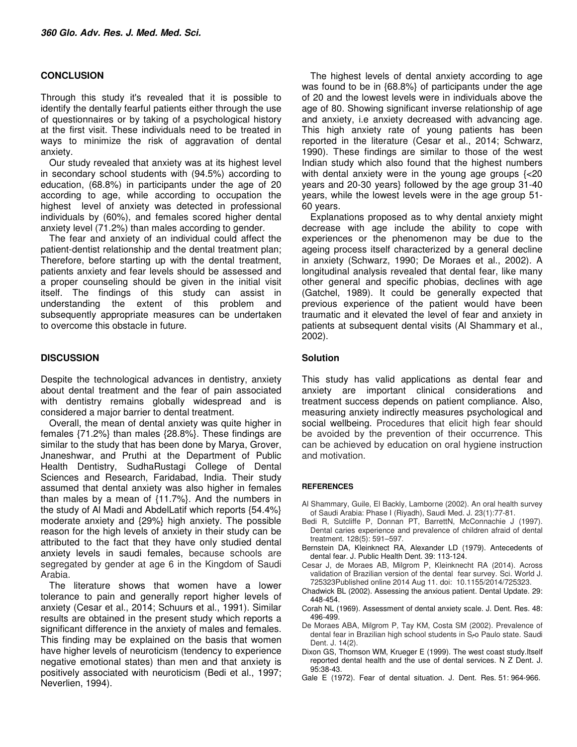## CONCLUSION

Through this study it's revealed that it is possible to identify the dentally fearful patients either through the use of questionnaires or by taking of a psychological history at the first visit. These individuals need to be treated in ways to minimize the risk of aggravation of dental anxiety.

Our study revealed that anxiety was at its highest level in secondary school students with (94.5%) according to education, (68.8%) in participants under the age of 20 according to age, while according to occupation the highest level of anxiety was detected in professional individuals by (60%), and females scored higher dental anxiety level (71.2%) than males according to gender.

The fear and anxiety of an individual could affect the patient-dentist relationship and the dental treatment plan; Therefore, before starting up with the dental treatment, patients anxiety and fear levels should be assessed and a proper counseling should be given in the initial visit itself. The findings of this study can assist in understanding the extent of this problem and subsequently appropriate measures can be undertaken to overcome this obstacle in future.

## DISCUSSION

Despite the technological advances in dentistry, anxiety about dental treatment and the fear of pain associated with dentistry remains globally widespread and is considered a major barrier to dental treatment.

Overall, the mean of dental anxiety was quite higher in females {71.2%} than males {28.8%}. These findings are similar to the study that has been done by Marya, Grover, Jnaneshwar, and Pruthi at the Department of Public Health Dentistry, SudhaRustagi College of Dental Sciences and Research, Faridabad, India. Their study assumed that dental anxiety was also higher in females than males by a mean of {11.7%}. And the numbers in the study of Al Madi and AbdelLatif which reports {54.4%} moderate anxiety and {29%} high anxiety. The possible reason for the high levels of anxiety in their study can be attributed to the fact that they have only studied dental anxiety levels in saudi females, because schools are segregated by gender at age 6 in the Kingdom of Saudi Arabia.

The literature shows that women have a lower tolerance to pain and generally report higher levels of anxiety (Cesar et al., 2014; Schuurs et al., 1991). Similar results are obtained in the present study which reports a significant difference in the anxiety of males and females. This finding may be explained on the basis that women have higher levels of neuroticism (tendency to experience negative emotional states) than men and that anxiety is positively associated with neuroticism (Bedi et al., 1997; Neverlien, 1994).

The highest levels of dental anxiety according to age was found to be in {68.8%} of participants under the age of 20 and the lowest levels were in individuals above the age of 80. Showing significant inverse relationship of age and anxiety, i.e anxiety decreased with advancing age. This high anxiety rate of young patients has been reported in the literature (Cesar et al., 2014; Schwarz, 1990). These findings are similar to those of the west Indian study which also found that the highest numbers with dental anxiety were in the young age groups {<20 years and 20-30 years} followed by the age group 31-40 years, while the lowest levels were in the age group 51-60 years.

Explanations proposed as to why dental anxiety might decrease with age include the ability to cope with experiences or the phenomenon may be due to the ageing process itself characterized by a general decline in anxiety (Schwarz, 1990; De Moraes et al., 2002). A longitudinal analysis revealed that dental fear, like many other general and specific phobias, declines with age (Gatchel, 1989). It could be generally expected that previous experience of the patient would have been traumatic and it elevated the level of fear and anxiety in patients at subsequent dental visits (Al Shammary et al., 2002).

## Solution

This study has valid applications as dental fear and anxiety are important clinical considerations and treatment success depends on patient compliance. Also, measuring anxiety indirectly measures psychological and social wellbeing. Procedures that elicit high fear should be avoided by the prevention of their occurrence. This can be achieved by education on oral hygiene instruction and motivation.

## REFERENCES

Al Shammary, Guile, El Backly, Lamborne (2002). An oral health survey of Saudi Arabia: Phase I (Riyadh), Saudi Med. J. 23(1):77-81.

Bedi R, Sutcliffe P, Donnan PT, BarrettN, McConnachie J (1997). Dental caries experience and prevalence of children afraid of dental treatment. 128(5): 591–597.

Bernstein DA, Kleinknect RA, Alexander LD (1979). Antecedents of dental fear. J. Public Health Dent. 39: 113-124.

Cesar J, de Moraes AB, Milgrom P, Kleinknecht RA (2014). Across validation of Brazilian version of the dental fear survey. Sci. World J. 725323Published online 2014 Aug 11. doi: 10.1155/2014/725323.

Chadwick BL (2002). Assessing the anxious patient. Dental Update. 29: 448-454.

Corah NL (1969). Assessment of dental anxiety scale. J. Dent. Res. 48: 496-499.

De Moraes ABA, Milgrom P, Tay KM, Costa SM (2002). Prevalence of dental fear in Brazilian high school students in São Paulo state. Saudi Dent. J. 14(2).

Dixon GS, Thomson WM, Krueger E (1999). The west coast study.Itself reported dental health and the use of dental services. N Z Dent. J. 95:38-43.

Gale E (1972). Fear of dental situation. J. Dent. Res. 51: 964-966.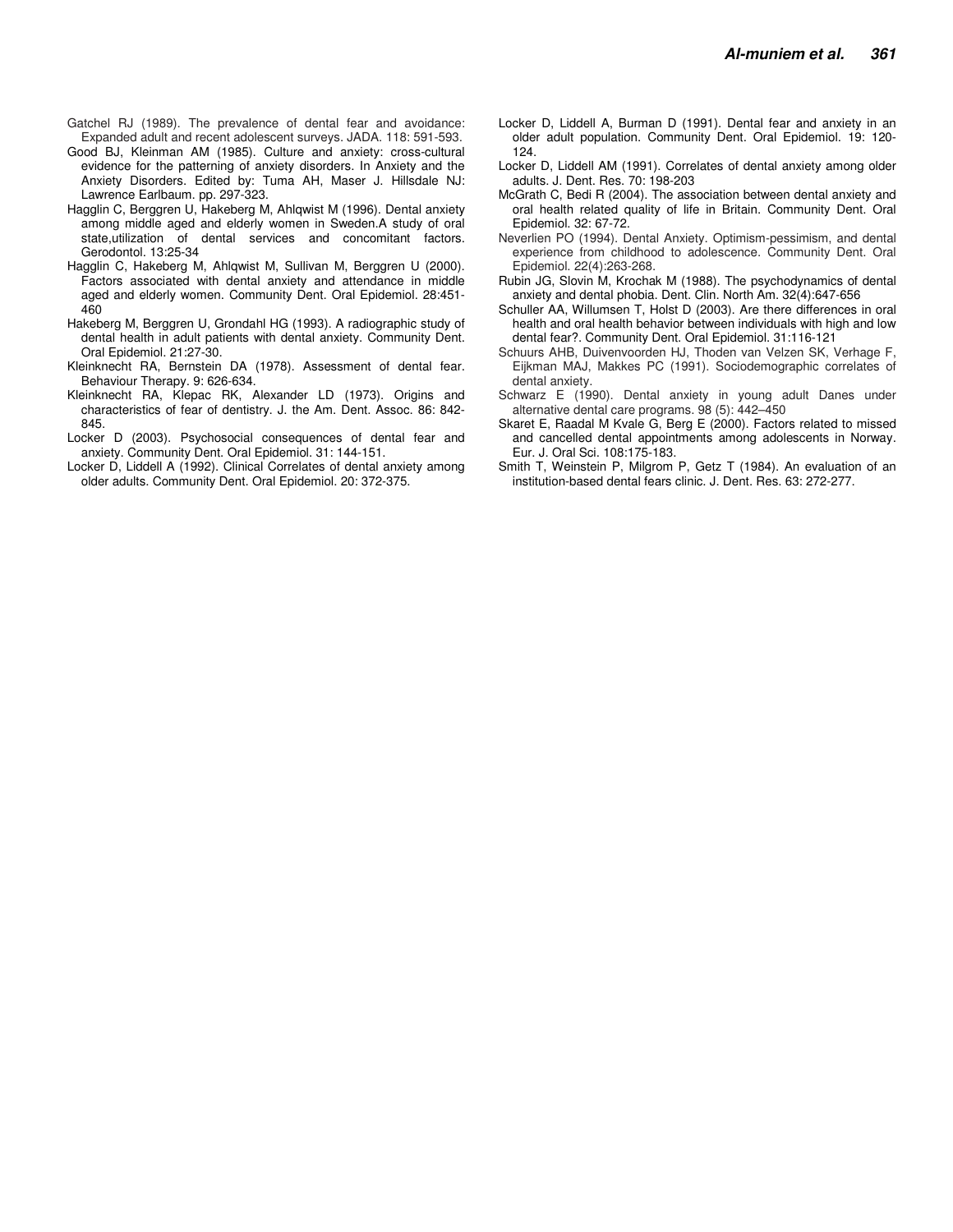Gatchel RJ (1989). The prevalence of dental fear and avoidance: Expanded adult and recent adolescent surveys. JADA. 118: 591-593.

Good BJ, Kleinman AM (1985). Culture and anxiety: cross-cultural evidence for the patterning of anxiety disorders. In Anxiety and the Anxiety Disorders. Edited by: Tuma AH, Maser J. Hillsdale NJ: Lawrence Earlbaum. pp. 297-323.

Hagglin C, Berggren U, Hakeberg M, Ahlqwist M (1996). Dental anxiety among middle aged and elderly women in Sweden.A study of oral state,utilization of dental services and concomitant factors. Gerodontol. 13:25-34

Hagglin C, Hakeberg M, Ahlqwist M, Sullivan M, Berggren U (2000). Factors associated with dental anxiety and attendance in middle aged and elderly women. Community Dent. Oral Epidemiol. 28:451-460

Hakeberg M, Berggren U, Grondahl HG (1993). A radiographic study of dental health in adult patients with dental anxiety. Community Dent. Oral Epidemiol. 21:27-30.

Kleinknecht RA, Bernstein DA (1978). Assessment of dental fear. Behaviour Therapy. 9: 626-634.

Kleinknecht RA, Klepac RK, Alexander LD (1973). Origins and characteristics of fear of dentistry. J. the Am. Dent. Assoc. 86: 842-845.

Locker D (2003). Psychosocial consequences of dental fear and anxiety. Community Dent. Oral Epidemiol. 31: 144-151.

Locker D, Liddell A (1992). Clinical Correlates of dental anxiety among older adults. Community Dent. Oral Epidemiol. 20: 372-375.

Locker D, Liddell A, Burman D (1991). Dental fear and anxiety in an older adult population. Community Dent. Oral Epidemiol. 19: 120-124.

Locker D, Liddell AM (1991). Correlates of dental anxiety among older adults. J. Dent. Res. 70: 198-203

McGrath C, Bedi R (2004). The association between dental anxiety and oral health related quality of life in Britain. Community Dent. Oral Epidemiol. 32: 67-72.

Neverlien PO (1994). Dental Anxiety. Optimism-pessimism, and dental experience from childhood to adolescence. Community Dent. Oral Epidemiol. 22(4):263-268.

Rubin JG, Slovin M, Krochak M (1988). The psychodynamics of dental anxiety and dental phobia. Dent. Clin. North Am. 32(4):647-656

Schuller AA, Willumsen T, Holst D (2003). Are there differences in oral health and oral health behavior between individuals with high and low dental fear?. Community Dent. Oral Epidemiol. 31:116-121

Schuurs AHB, Duivenvoorden HJ, Thoden van Velzen SK, Verhage F, Eijkman MAJ, Makkes PC (1991). Sociodemographic correlates of dental anxiety.

Schwarz E (1990). Dental anxiety in young adult Danes under alternative dental care programs. 98 (5): 442–450

Skaret E, Raadal M Kvale G, Berg E (2000). Factors related to missed and cancelled dental appointments among adolescents in Norway. Eur. J. Oral Sci. 108:175-183.

Smith T, Weinstein P, Milgrom P, Getz T (1984). An evaluation of an institution-based dental fears clinic. J. Dent. Res. 63: 272-277.